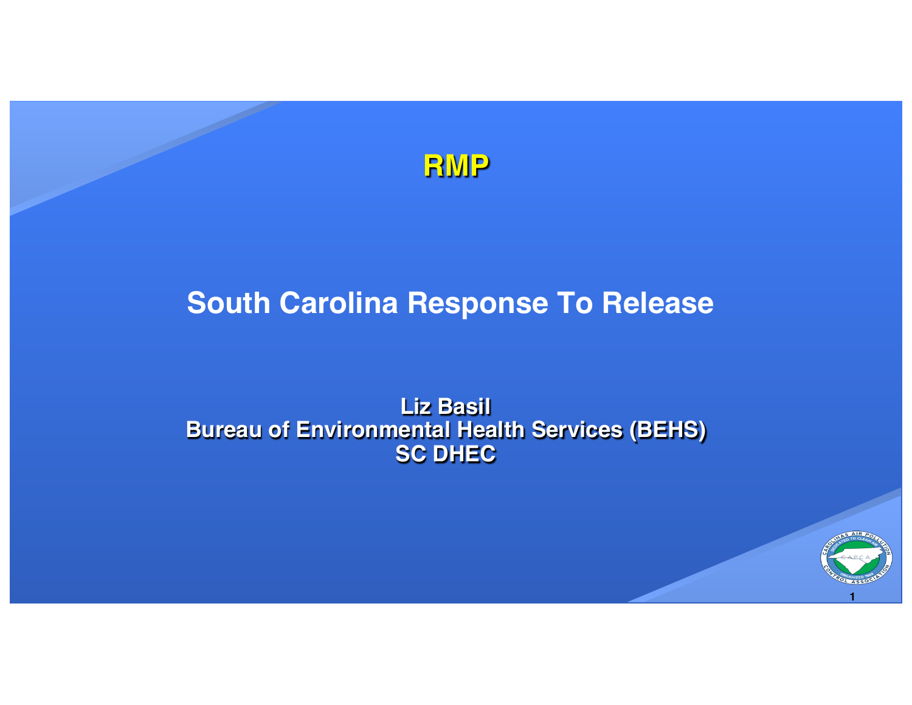# RMP

## South Carolina Response To Release

**Liz Basil**
**Bureau of Environmental Health Services (BEHS)**
**SC DHEC**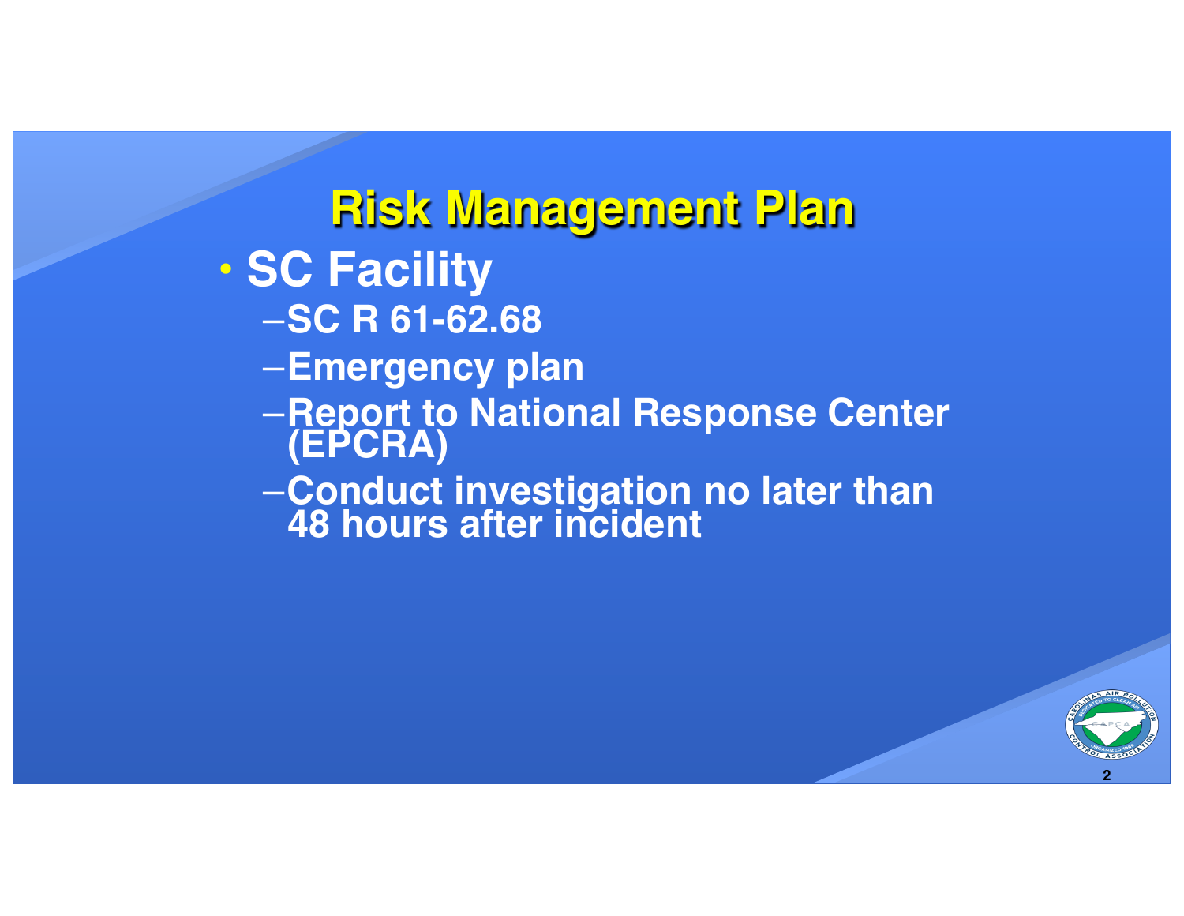# Risk Management Plan

- SC Facility
  - SC R 61-62.68
  - Emergency plan
  - Report to National Response Center (EPCRA)
  - Conduct investigation no later than 48 hours after incident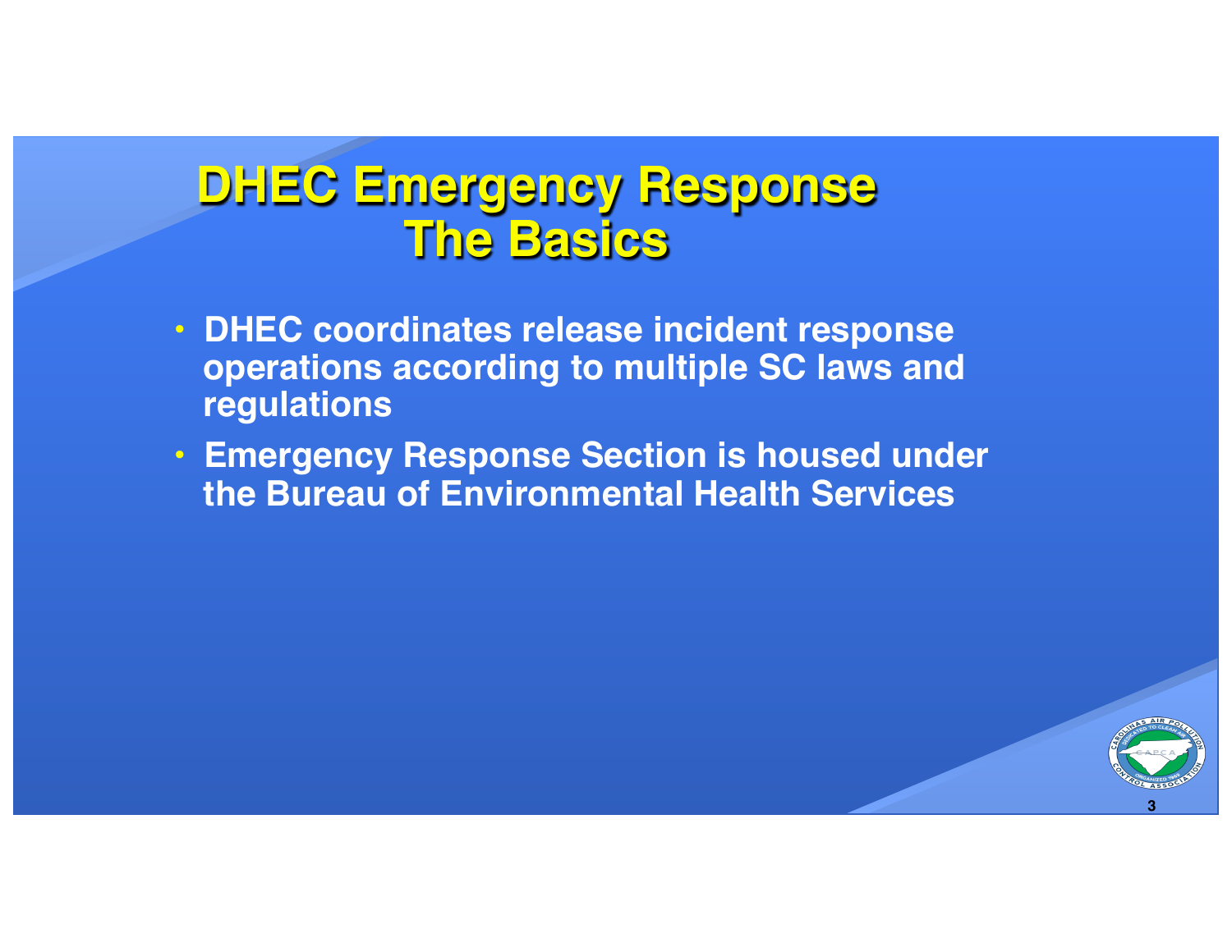# DHEC Emergency Response
# The Basics

- DHEC coordinates release incident response operations according to multiple SC laws and regulations
- Emergency Response Section is housed under the Bureau of Environmental Health Services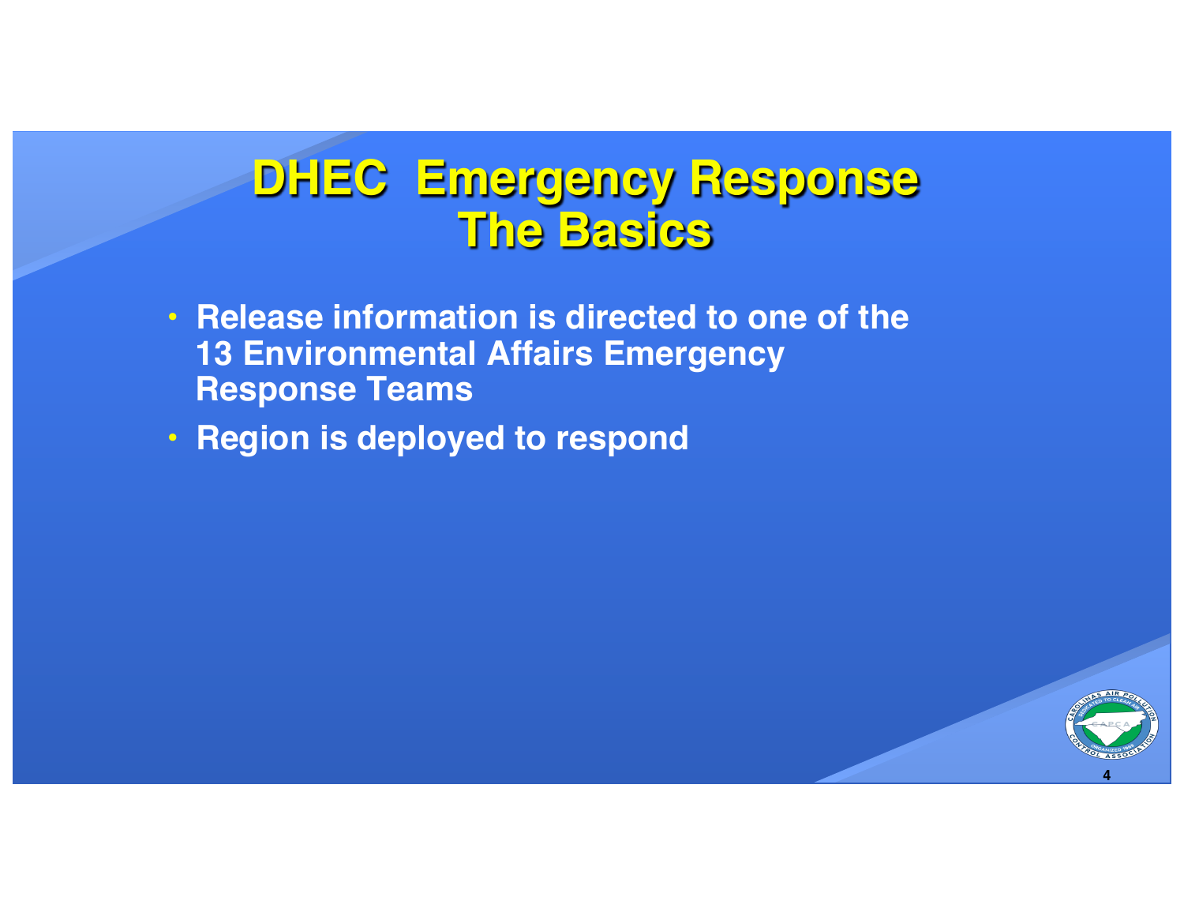# DHEC Emergency Response The Basics

- **Release information is directed to one of the 13 Environmental Affairs Emergency Response Teams**
- **Region is deployed to respond**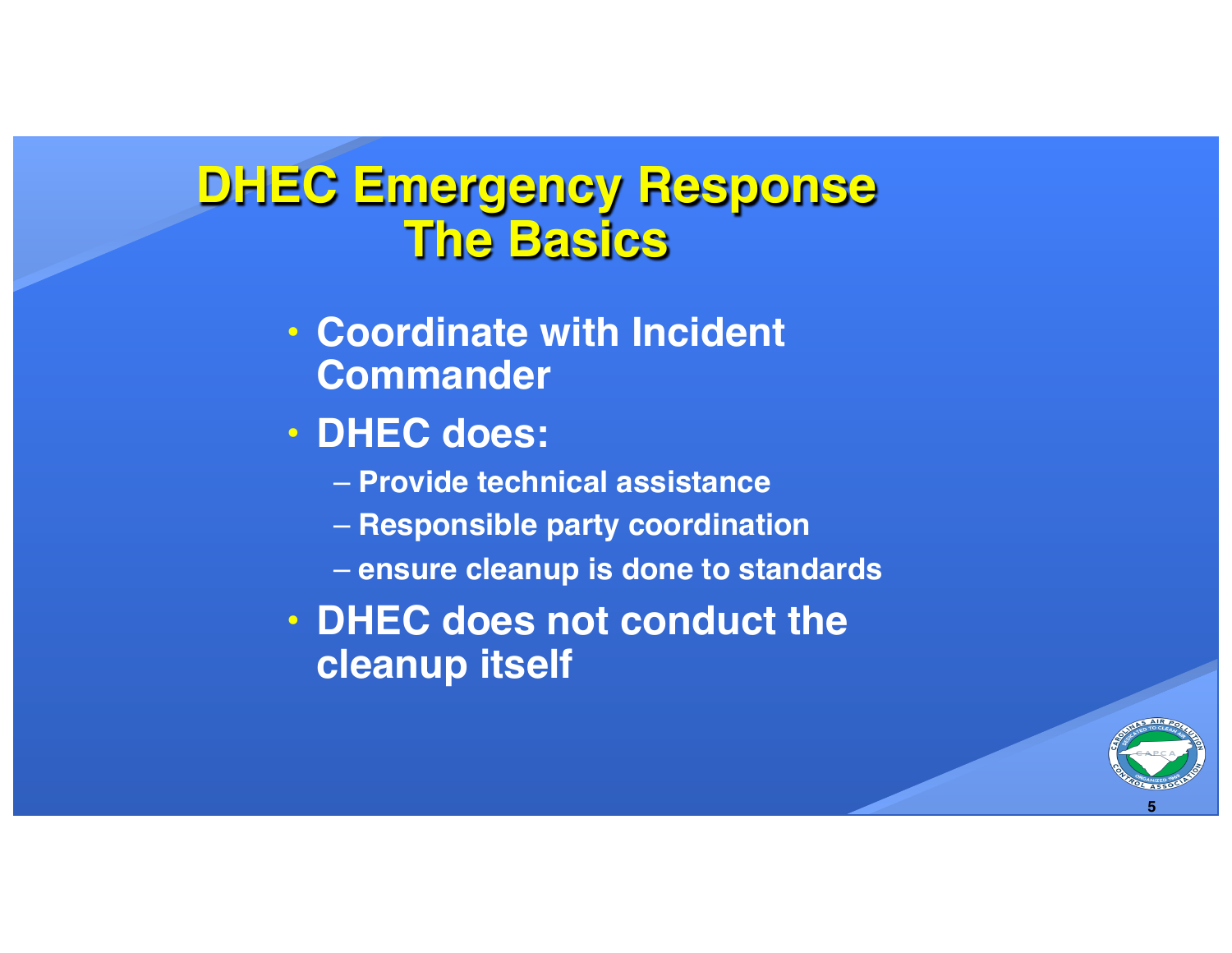# DHEC Emergency Response
# The Basics

- Coordinate with Incident Commander
- DHEC does:
  - Provide technical assistance
  - Responsible party coordination
  - ensure cleanup is done to standards
- DHEC does not conduct the cleanup itself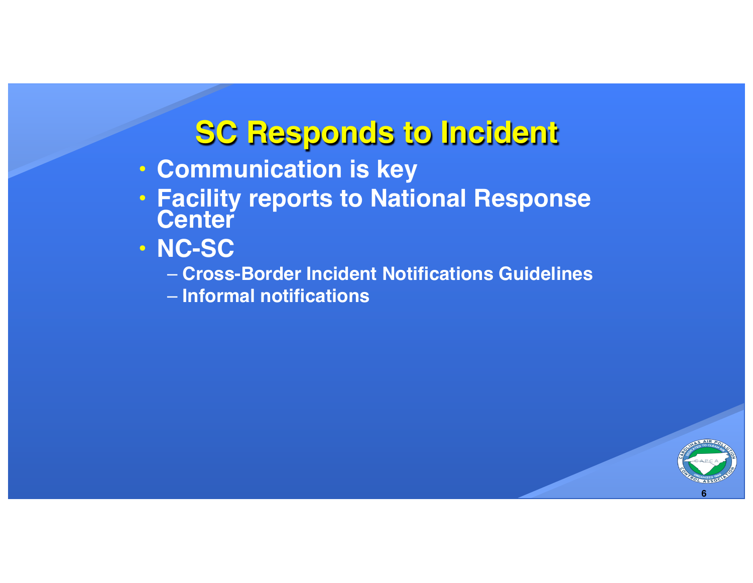# SC Responds to Incident

- Communication is key
- Facility reports to National Response Center
- NC-SC
  - Cross-Border Incident Notifications Guidelines
  - Informal notifications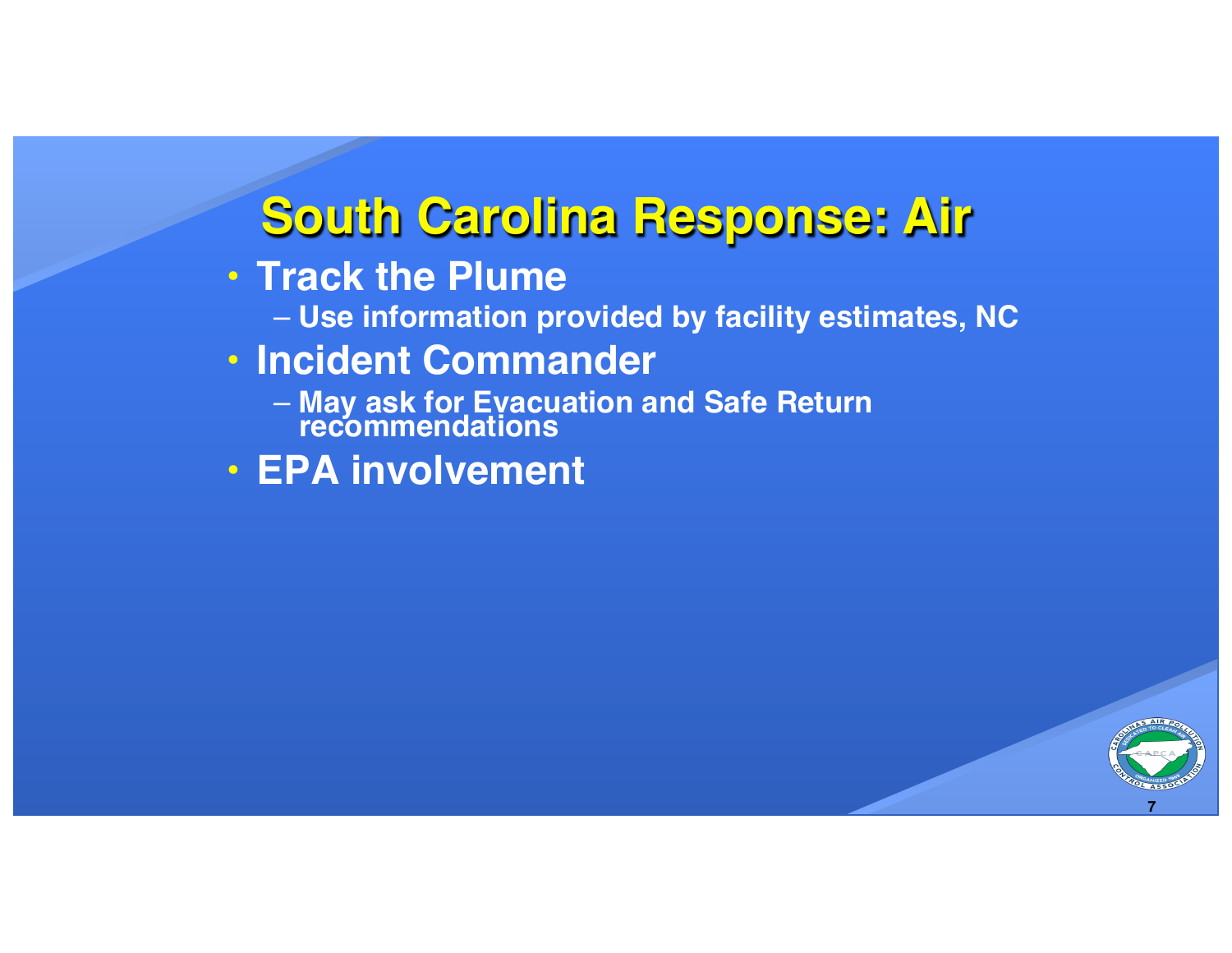# South Carolina Response: Air

- **Track the Plume**
  - **Use information provided by facility estimates, NC**
- **Incident Commander**
  - **May ask for Evacuation and Safe Return recommendations**
- **EPA involvement**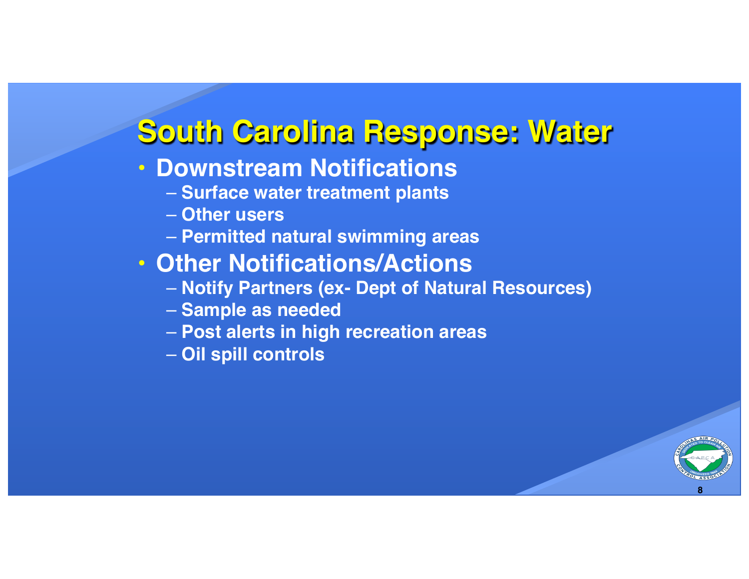# South Carolina Response: Water

- **Downstream Notifications**
  - Surface water treatment plants
  - Other users
  - Permitted natural swimming areas
- **Other Notifications/Actions**
  - Notify Partners (ex- Dept of Natural Resources)
  - Sample as needed
  - Post alerts in high recreation areas
  - Oil spill controls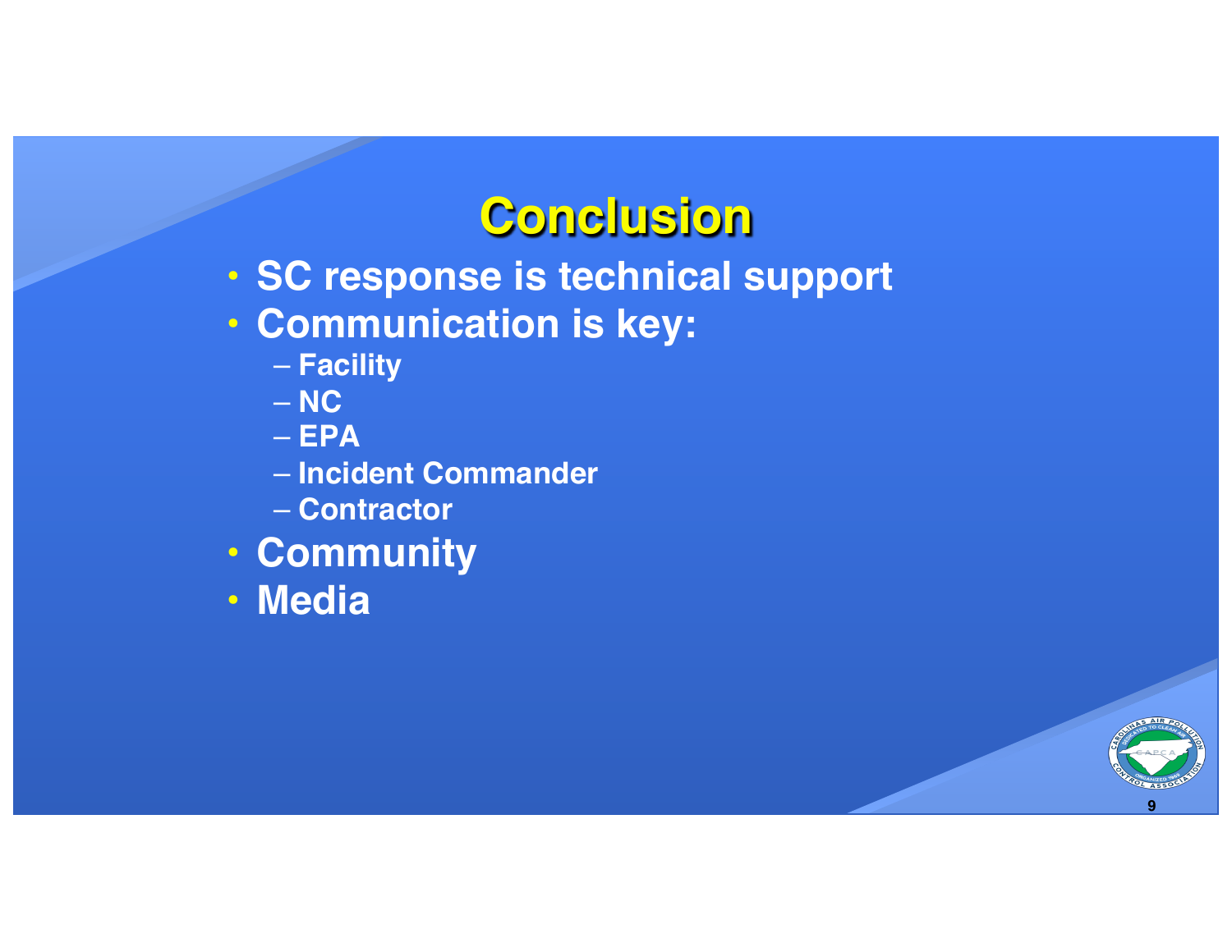# Conclusion

- SC response is technical support
- Communication is key:
  - Facility
  - NC
  - EPA
  - Incident Commander
  - Contractor
- Community
- Media